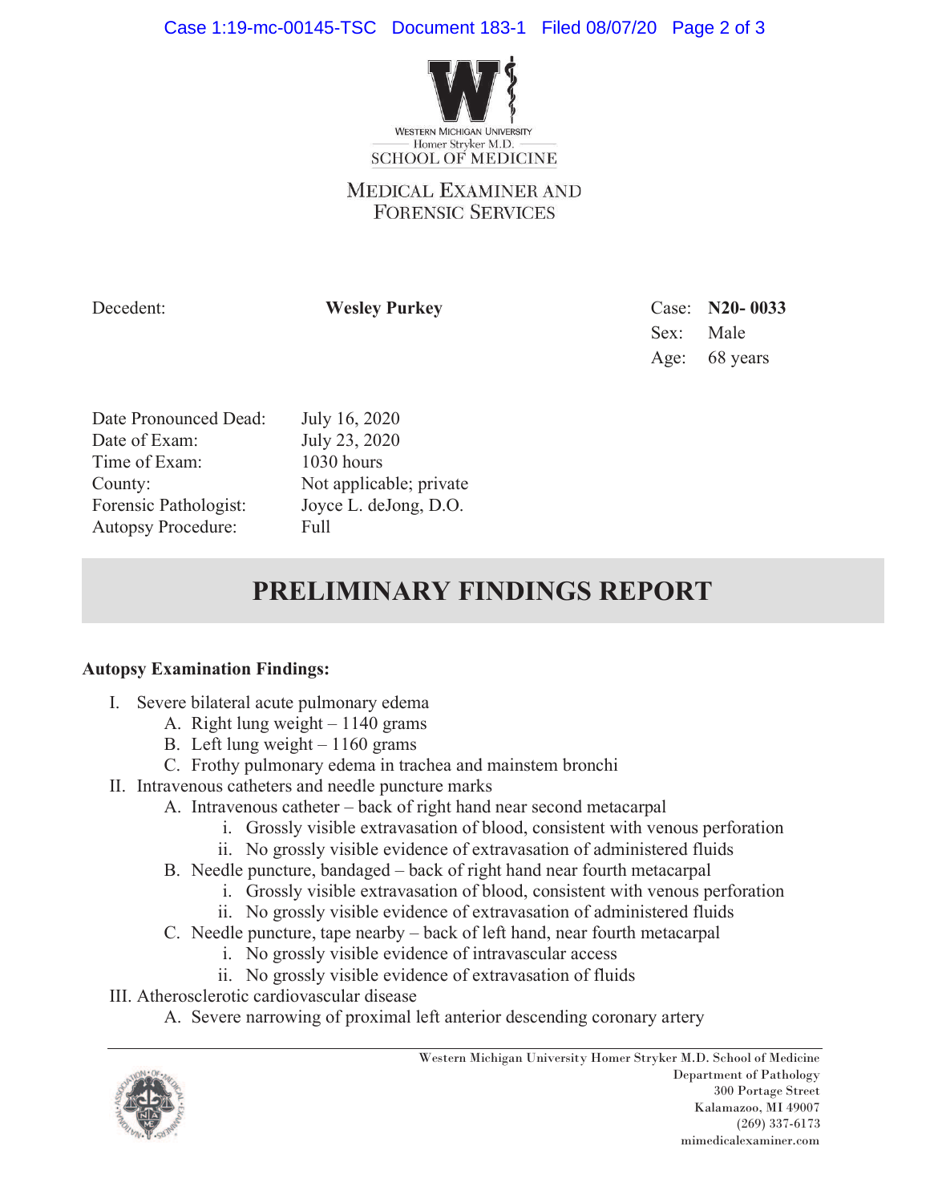WESTERN MICHIGAN UNIVERSITY
Homer Stryker M.D.
SCHOOL OF MEDICINE

MEDICAL EXAMINER AND
FORENSIC SERVICES

| Decedent: | **Wesley Purkey** | Case: | **N20- 0033** |
|---|---|---|---|
| | | Sex: | Male |
| | | Age: | 68 years |

| | |
|---|---|
| Date Pronounced Dead: | July 16, 2020 |
| Date of Exam: | July 23, 2020 |
| Time of Exam: | 1030 hours |
| County: | Not applicable; private |
| Forensic Pathologist: | Joyce L. deJong, D.O. |
| Autopsy Procedure: | Full |

# PRELIMINARY FINDINGS REPORT

**Autopsy Examination Findings:**

I. Severe bilateral acute pulmonary edema
   - A. Right lung weight – 1140 grams
   - B. Left lung weight – 1160 grams
   - C. Frothy pulmonary edema in trachea and mainstem bronchi

II. Intravenous catheters and needle puncture marks
   - A. Intravenous catheter – back of right hand near second metacarpal
     - i. Grossly visible extravasation of blood, consistent with venous perforation
     - ii. No grossly visible evidence of extravasation of administered fluids
   - B. Needle puncture, bandaged – back of right hand near fourth metacarpal
     - i. Grossly visible extravasation of blood, consistent with venous perforation
     - ii. No grossly visible evidence of extravasation of administered fluids
   - C. Needle puncture, tape nearby – back of left hand, near fourth metacarpal
     - i. No grossly visible evidence of intravascular access
     - ii. No grossly visible evidence of extravasation of fluids

III. Atherosclerotic cardiovascular disease
   - A. Severe narrowing of proximal left anterior descending coronary artery

Western Michigan University Homer Stryker M.D. School of Medicine
Department of Pathology
300 Portage Street
Kalamazoo, MI 49007
(269) 337-6173
mimedicalexaminer.com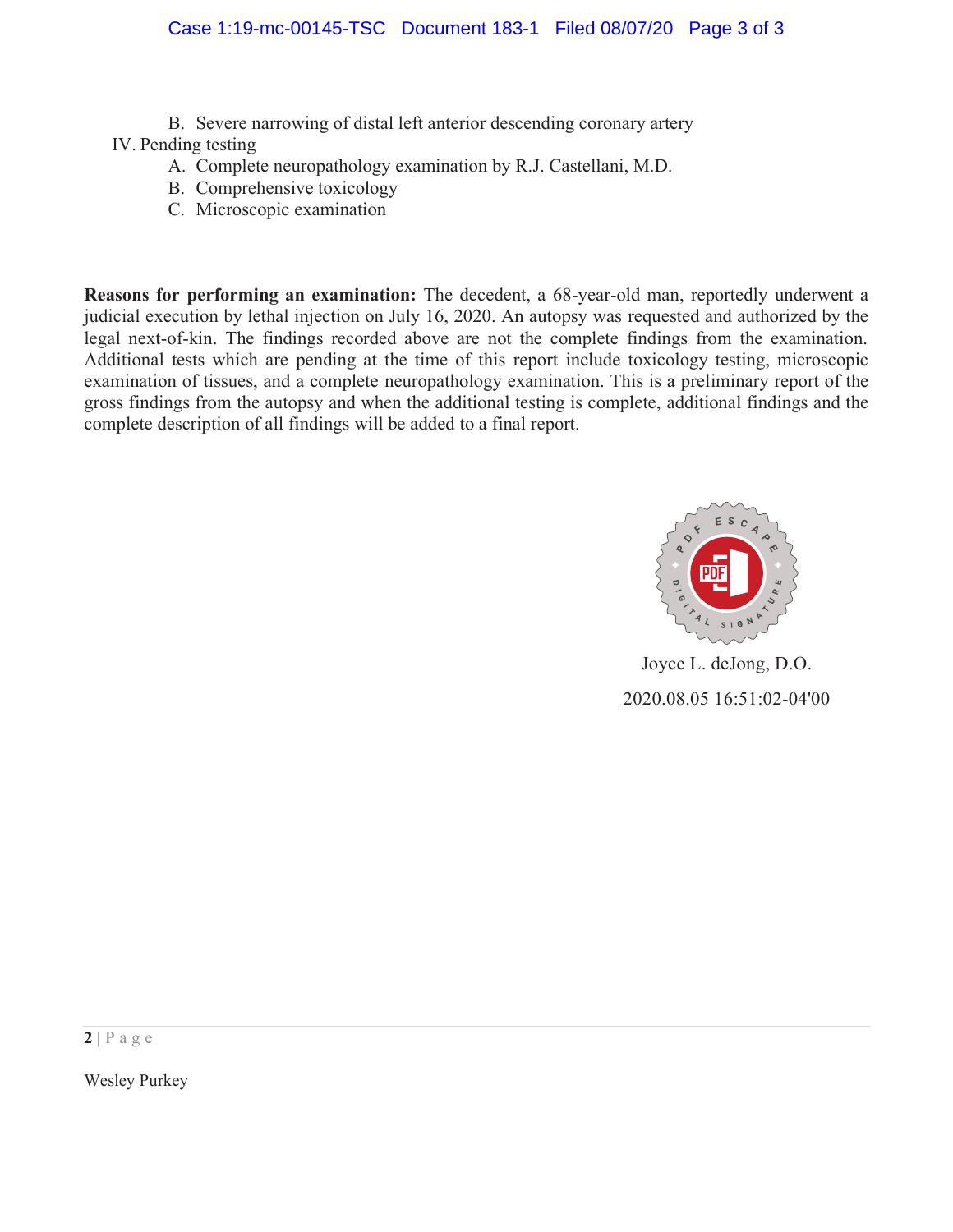B. Severe narrowing of distal left anterior descending coronary artery

IV. Pending testing

   A. Complete neuropathology examination by R.J. Castellani, M.D.
   B. Comprehensive toxicology
   C. Microscopic examination

**Reasons for performing an examination:** The decedent, a 68-year-old man, reportedly underwent a judicial execution by lethal injection on July 16, 2020. An autopsy was requested and authorized by the legal next-of-kin. The findings recorded above are not the complete findings from the examination. Additional tests which are pending at the time of this report include toxicology testing, microscopic examination of tissues, and a complete neuropathology examination. This is a preliminary report of the gross findings from the autopsy and when the additional testing is complete, additional findings and the complete description of all findings will be added to a final report.

PDF ESCAPE DIGITAL SIGNATURE

Joyce L. deJong, D.O.

2020.08.05 16:51:02-04'00

Wesley Purkey